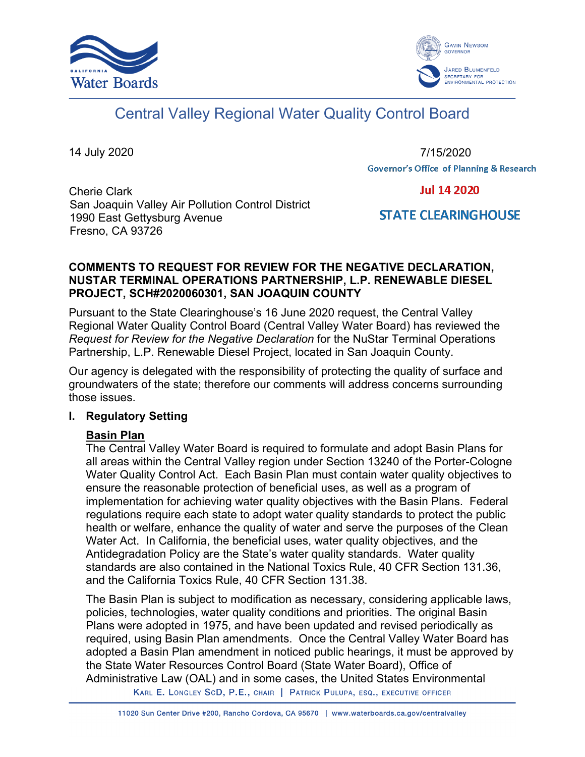Central Valley Regional Water Quality Control Board

14 July 2020

7/15/2020

Governor's Office of Planning & Research

Jul 14 2020

STATE CLEARINGHOUSE

Cherie Clark
San Joaquin Valley Air Pollution Control District
1990 East Gettysburg Avenue
Fresno, CA 93726

**COMMENTS TO REQUEST FOR REVIEW FOR THE NEGATIVE DECLARATION, NUSTAR TERMINAL OPERATIONS PARTNERSHIP, L.P. RENEWABLE DIESEL PROJECT, SCH#2020060301, SAN JOAQUIN COUNTY**

Pursuant to the State Clearinghouse's 16 June 2020 request, the Central Valley Regional Water Quality Control Board (Central Valley Water Board) has reviewed the *Request for Review for the Negative Declaration* for the NuStar Terminal Operations Partnership, L.P. Renewable Diesel Project, located in San Joaquin County.

Our agency is delegated with the responsibility of protecting the quality of surface and groundwaters of the state; therefore our comments will address concerns surrounding those issues.

## I. Regulatory Setting

**Basin Plan**

The Central Valley Water Board is required to formulate and adopt Basin Plans for all areas within the Central Valley region under Section 13240 of the Porter-Cologne Water Quality Control Act. Each Basin Plan must contain water quality objectives to ensure the reasonable protection of beneficial uses, as well as a program of implementation for achieving water quality objectives with the Basin Plans. Federal regulations require each state to adopt water quality standards to protect the public health or welfare, enhance the quality of water and serve the purposes of the Clean Water Act. In California, the beneficial uses, water quality objectives, and the Antidegradation Policy are the State's water quality standards. Water quality standards are also contained in the National Toxics Rule, 40 CFR Section 131.36, and the California Toxics Rule, 40 CFR Section 131.38.

The Basin Plan is subject to modification as necessary, considering applicable laws, policies, technologies, water quality conditions and priorities. The original Basin Plans were adopted in 1975, and have been updated and revised periodically as required, using Basin Plan amendments. Once the Central Valley Water Board has adopted a Basin Plan amendment in noticed public hearings, it must be approved by the State Water Resources Control Board (State Water Board), Office of Administrative Law (OAL) and in some cases, the United States Environmental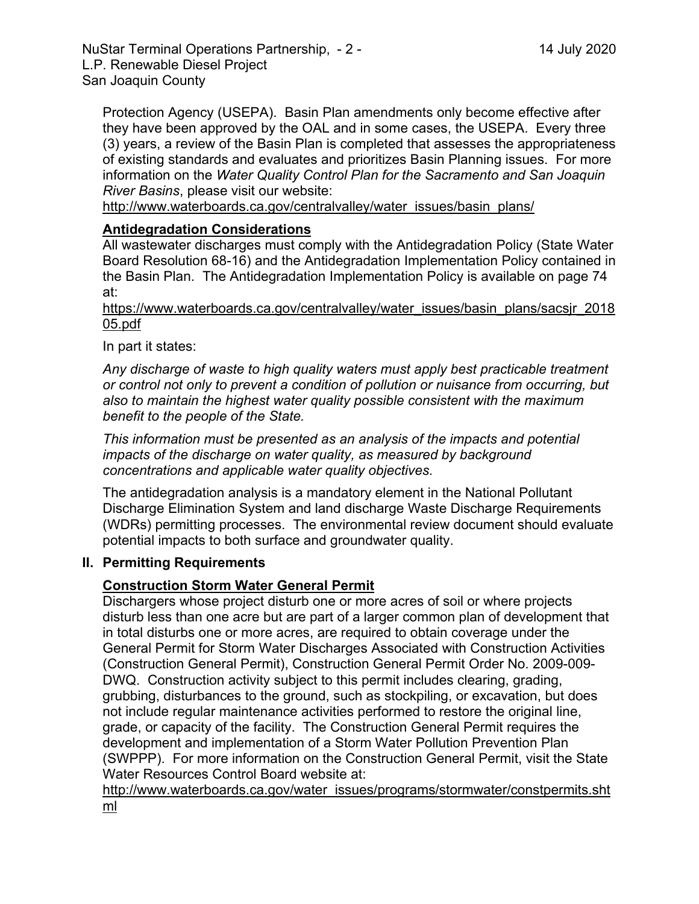Protection Agency (USEPA). Basin Plan amendments only become effective after they have been approved by the OAL and in some cases, the USEPA. Every three (3) years, a review of the Basin Plan is completed that assesses the appropriateness of existing standards and evaluates and prioritizes Basin Planning issues. For more information on the *Water Quality Control Plan for the Sacramento and San Joaquin River Basins*, please visit our website:
http://www.waterboards.ca.gov/centralvalley/water_issues/basin_plans/

**Antidegradation Considerations**

All wastewater discharges must comply with the Antidegradation Policy (State Water Board Resolution 68-16) and the Antidegradation Implementation Policy contained in the Basin Plan. The Antidegradation Implementation Policy is available on page 74 at:
https://www.waterboards.ca.gov/centralvalley/water_issues/basin_plans/sacsjr_201805.pdf

In part it states:

*Any discharge of waste to high quality waters must apply best practicable treatment or control not only to prevent a condition of pollution or nuisance from occurring, but also to maintain the highest water quality possible consistent with the maximum benefit to the people of the State.*

*This information must be presented as an analysis of the impacts and potential impacts of the discharge on water quality, as measured by background concentrations and applicable water quality objectives.*

The antidegradation analysis is a mandatory element in the National Pollutant Discharge Elimination System and land discharge Waste Discharge Requirements (WDRs) permitting processes. The environmental review document should evaluate potential impacts to both surface and groundwater quality.

## II. Permitting Requirements

**Construction Storm Water General Permit**

Dischargers whose project disturb one or more acres of soil or where projects disturb less than one acre but are part of a larger common plan of development that in total disturbs one or more acres, are required to obtain coverage under the General Permit for Storm Water Discharges Associated with Construction Activities (Construction General Permit), Construction General Permit Order No. 2009-009-DWQ. Construction activity subject to this permit includes clearing, grading, grubbing, disturbances to the ground, such as stockpiling, or excavation, but does not include regular maintenance activities performed to restore the original line, grade, or capacity of the facility. The Construction General Permit requires the development and implementation of a Storm Water Pollution Prevention Plan (SWPPP). For more information on the Construction General Permit, visit the State Water Resources Control Board website at:
http://www.waterboards.ca.gov/water_issues/programs/stormwater/constpermits.shtml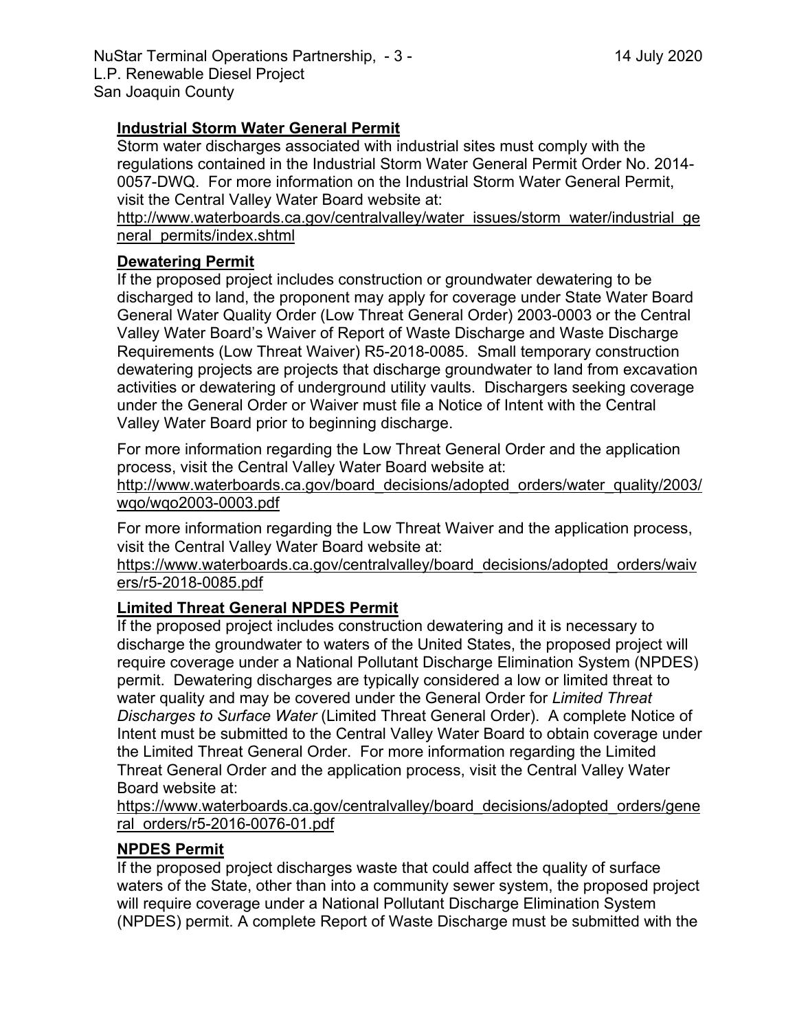**Industrial Storm Water General Permit**

Storm water discharges associated with industrial sites must comply with the regulations contained in the Industrial Storm Water General Permit Order No. 2014-0057-DWQ. For more information on the Industrial Storm Water General Permit, visit the Central Valley Water Board website at:

http://www.waterboards.ca.gov/centralvalley/water_issues/storm_water/industrial_general_permits/index.shtml

**Dewatering Permit**

If the proposed project includes construction or groundwater dewatering to be discharged to land, the proponent may apply for coverage under State Water Board General Water Quality Order (Low Threat General Order) 2003-0003 or the Central Valley Water Board's Waiver of Report of Waste Discharge and Waste Discharge Requirements (Low Threat Waiver) R5-2018-0085. Small temporary construction dewatering projects are projects that discharge groundwater to land from excavation activities or dewatering of underground utility vaults. Dischargers seeking coverage under the General Order or Waiver must file a Notice of Intent with the Central Valley Water Board prior to beginning discharge.

For more information regarding the Low Threat General Order and the application process, visit the Central Valley Water Board website at:

http://www.waterboards.ca.gov/board_decisions/adopted_orders/water_quality/2003/wqo/wqo2003-0003.pdf

For more information regarding the Low Threat Waiver and the application process, visit the Central Valley Water Board website at:

https://www.waterboards.ca.gov/centralvalley/board_decisions/adopted_orders/waivers/r5-2018-0085.pdf

**Limited Threat General NPDES Permit**

If the proposed project includes construction dewatering and it is necessary to discharge the groundwater to waters of the United States, the proposed project will require coverage under a National Pollutant Discharge Elimination System (NPDES) permit. Dewatering discharges are typically considered a low or limited threat to water quality and may be covered under the General Order for *Limited Threat Discharges to Surface Water* (Limited Threat General Order). A complete Notice of Intent must be submitted to the Central Valley Water Board to obtain coverage under the Limited Threat General Order. For more information regarding the Limited Threat General Order and the application process, visit the Central Valley Water Board website at:

https://www.waterboards.ca.gov/centralvalley/board_decisions/adopted_orders/general_orders/r5-2016-0076-01.pdf

**NPDES Permit**

If the proposed project discharges waste that could affect the quality of surface waters of the State, other than into a community sewer system, the proposed project will require coverage under a National Pollutant Discharge Elimination System (NPDES) permit. A complete Report of Waste Discharge must be submitted with the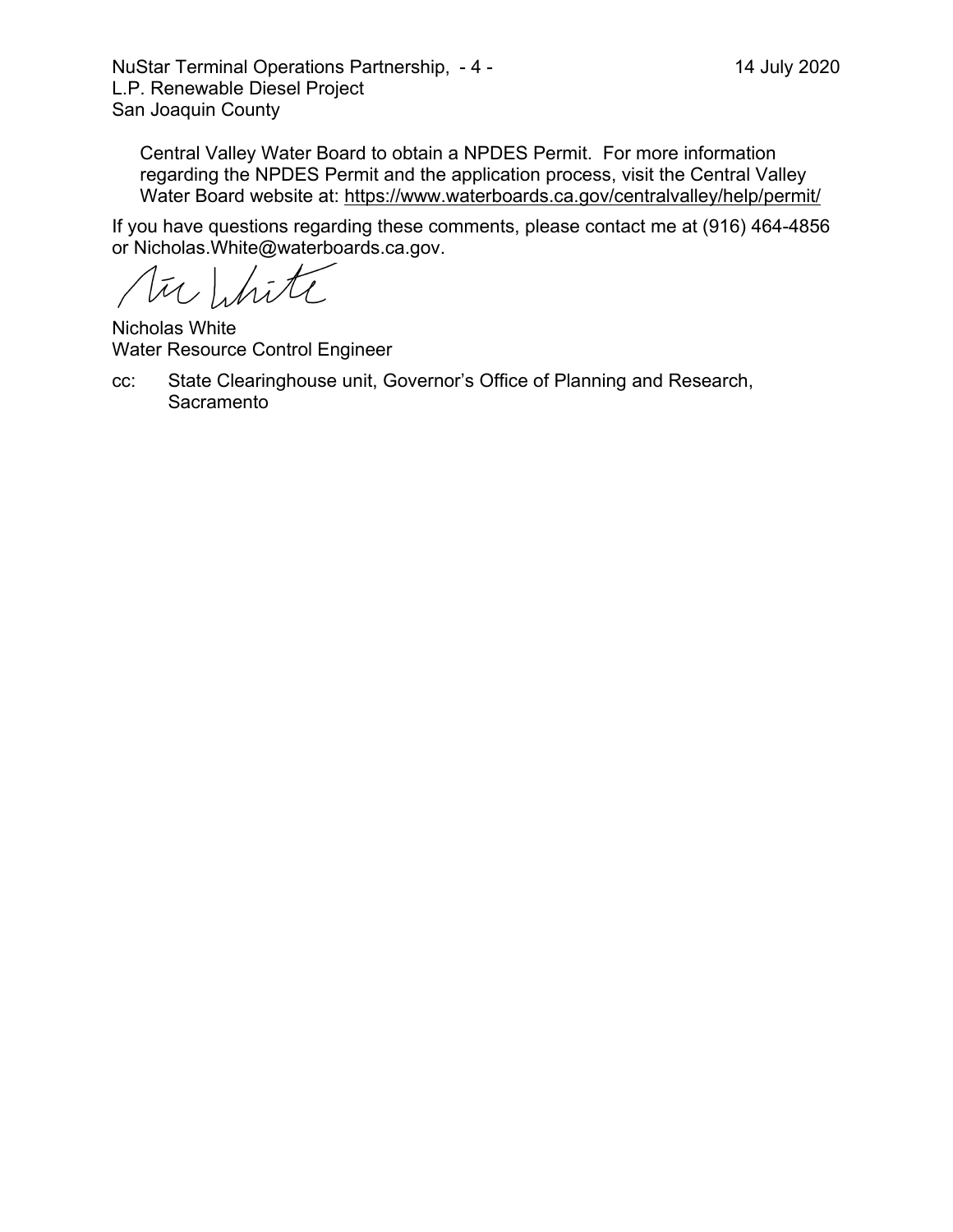Central Valley Water Board to obtain a NPDES Permit. For more information regarding the NPDES Permit and the application process, visit the Central Valley Water Board website at: https://www.waterboards.ca.gov/centralvalley/help/permit/

If you have questions regarding these comments, please contact me at (916) 464-4856 or Nicholas.White@waterboards.ca.gov.

Nicholas White
Water Resource Control Engineer

cc: State Clearinghouse unit, Governor's Office of Planning and Research, Sacramento